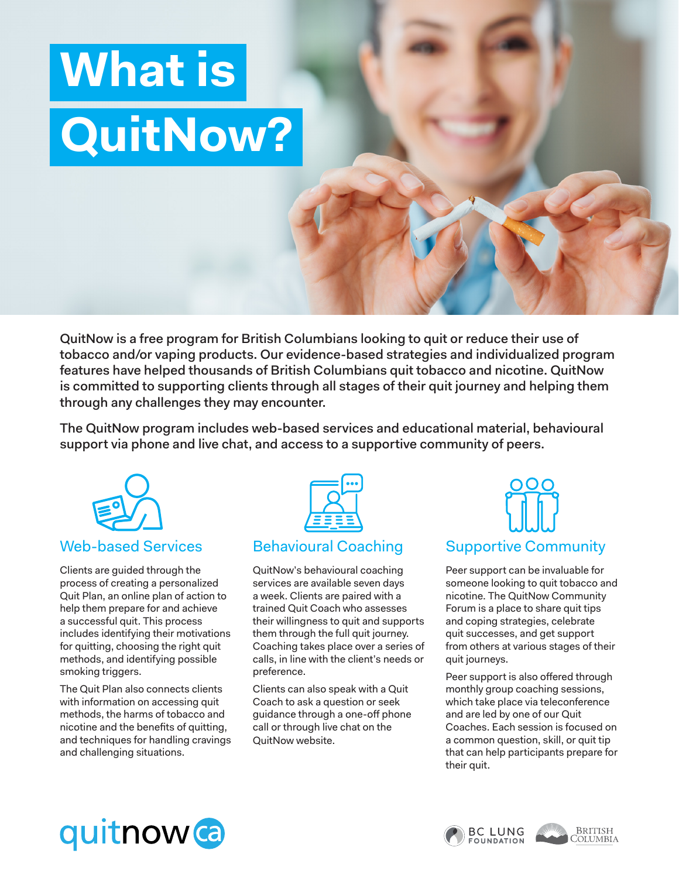# What is QuitNow?

**QuitNow is a free program for British Columbians looking to quit or reduce their use of tobacco and/or vaping products. Our evidence-based strategies and individualized program features have helped thousands of British Columbians quit tobacco and nicotine. QuitNow is committed to supporting clients through all stages of their quit journey and helping them through any challenges they may encounter.**

**The QuitNow program includes web-based services and educational material, behavioural support via phone and live chat, and access to a supportive community of peers.**

## Web-based Services

Clients are guided through the process of creating a personalized Quit Plan, an online plan of action to help them prepare for and achieve a successful quit. This process includes identifying their motivations for quitting, choosing the right quit methods, and identifying possible smoking triggers.

The Quit Plan also connects clients with information on accessing quit methods, the harms of tobacco and nicotine and the benefits of quitting, and techniques for handling cravings and challenging situations.

## Behavioural Coaching

QuitNow's behavioural coaching services are available seven days a week. Clients are paired with a trained Quit Coach who assesses their willingness to quit and supports them through the full quit journey. Coaching takes place over a series of calls, in line with the client's needs or preference.

Clients can also speak with a Quit Coach to ask a question or seek guidance through a one-off phone call or through live chat on the QuitNow website.

## Supportive Community

Peer support can be invaluable for someone looking to quit tobacco and nicotine. The QuitNow Community Forum is a place to share quit tips and coping strategies, celebrate quit successes, and get support from others at various stages of their quit journeys.

Peer support is also offered through monthly group coaching sessions, which take place via teleconference and are led by one of our Quit Coaches. Each session is focused on a common question, skill, or quit tip that can help participants prepare for their quit.

quitnow.ca

BC LUNG FOUNDATION

BRITISH COLUMBIA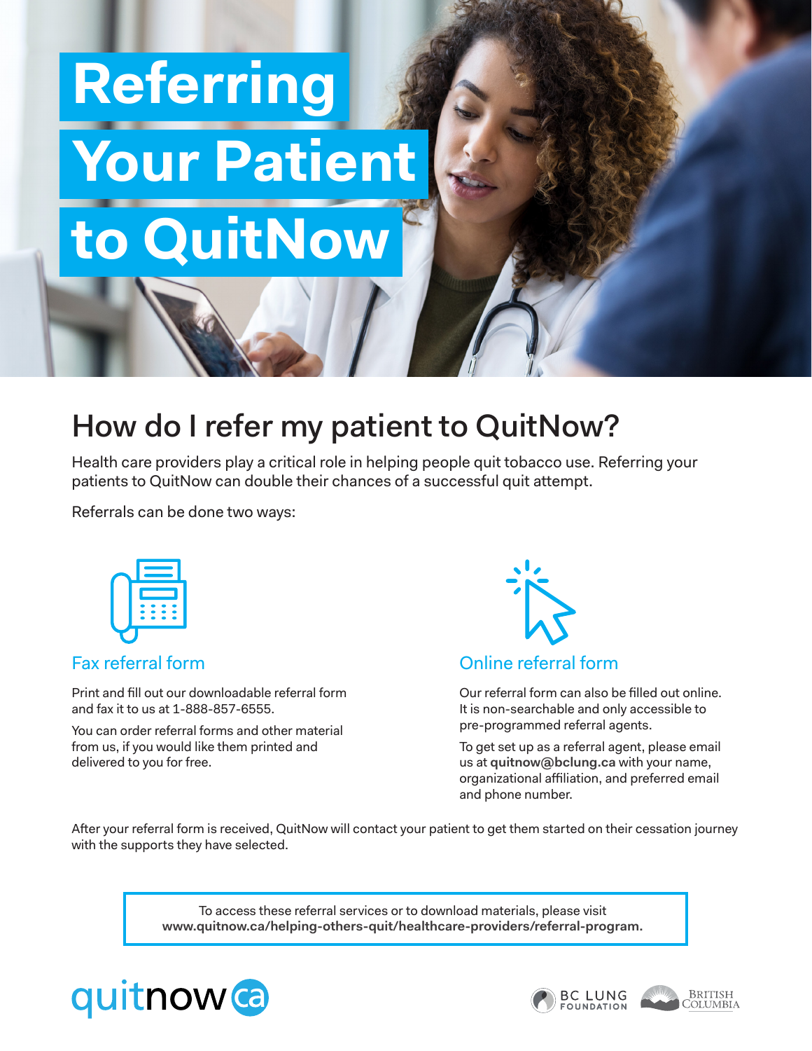# Referring Your Patient to QuitNow

## How do I refer my patient to QuitNow?

Health care providers play a critical role in helping people quit tobacco use. Referring your patients to QuitNow can double their chances of a successful quit attempt.

Referrals can be done two ways:

### Fax referral form

Print and fill out our downloadable referral form and fax it to us at 1-888-857-6555.

You can order referral forms and other material from us, if you would like them printed and delivered to you for free.

### Online referral form

Our referral form can also be filled out online. It is non-searchable and only accessible to pre-programmed referral agents.

To get set up as a referral agent, please email us at **quitnow@bclung.ca** with your name, organizational affiliation, and preferred email and phone number.

After your referral form is received, QuitNow will contact your patient to get them started on their cessation journey with the supports they have selected.

To access these referral services or to download materials, please visit **www.quitnow.ca/helping-others-quit/healthcare-providers/referral-program.**

quitnow ca

BC LUNG FOUNDATION

BRITISH COLUMBIA